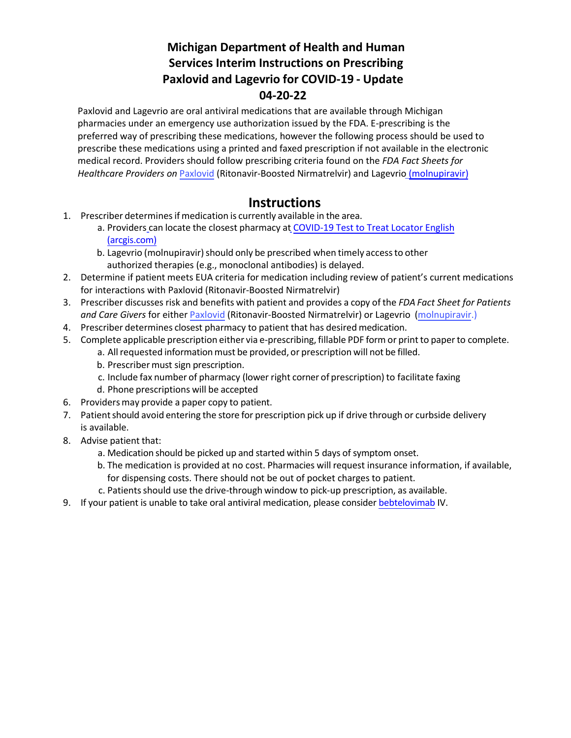# Michigan Department of Health and Human Services Interim Instructions on Prescribing Paxlovid and Lagevrio for COVID-19 - Update 04-20-22

Paxlovid and Lagevrio are oral antiviral medications that are available through Michigan pharmacies under an emergency use authorization issued by the FDA. E-prescribing is the preferred way of prescribing these medications, however the following process should be used to prescribe these medications using a printed and faxed prescription if not available in the electronic medical record. Providers should follow prescribing criteria found on the *FDA Fact Sheets for Healthcare Providers on* Paxlovid (Ritonavir-Boosted Nirmatrelvir) and Lagevrio (molnupiravir)

## Instructions

1. Prescriber determines if medication is currently available in the area.
   a. Providers can locate the closest pharmacy at COVID-19 Test to Treat Locator English (arcgis.com)
   b. Lagevrio (molnupiravir) should only be prescribed when timely access to other authorized therapies (e.g., monoclonal antibodies) is delayed.
2. Determine if patient meets EUA criteria for medication including review of patient's current medications for interactions with Paxlovid (Ritonavir-Boosted Nirmatrelvir)
3. Prescriber discusses risk and benefits with patient and provides a copy of the *FDA Fact Sheet for Patients and Care Givers* for either Paxlovid (Ritonavir-Boosted Nirmatrelvir) or Lagevrio (molnupiravir.)
4. Prescriber determines closest pharmacy to patient that has desired medication.
5. Complete applicable prescription either via e-prescribing, fillable PDF form or print to paper to complete.
   a. All requested information must be provided, or prescription will not be filled.
   b. Prescriber must sign prescription.
   c. Include fax number of pharmacy (lower right corner of prescription) to facilitate faxing
   d. Phone prescriptions will be accepted
6. Providers may provide a paper copy to patient.
7. Patient should avoid entering the store for prescription pick up if drive through or curbside delivery is available.
8. Advise patient that:
   a. Medication should be picked up and started within 5 days of symptom onset.
   b. The medication is provided at no cost. Pharmacies will request insurance information, if available, for dispensing costs. There should not be out of pocket charges to patient.
   c. Patients should use the drive-through window to pick-up prescription, as available.
9. If your patient is unable to take oral antiviral medication, please consider bebtelovimab IV.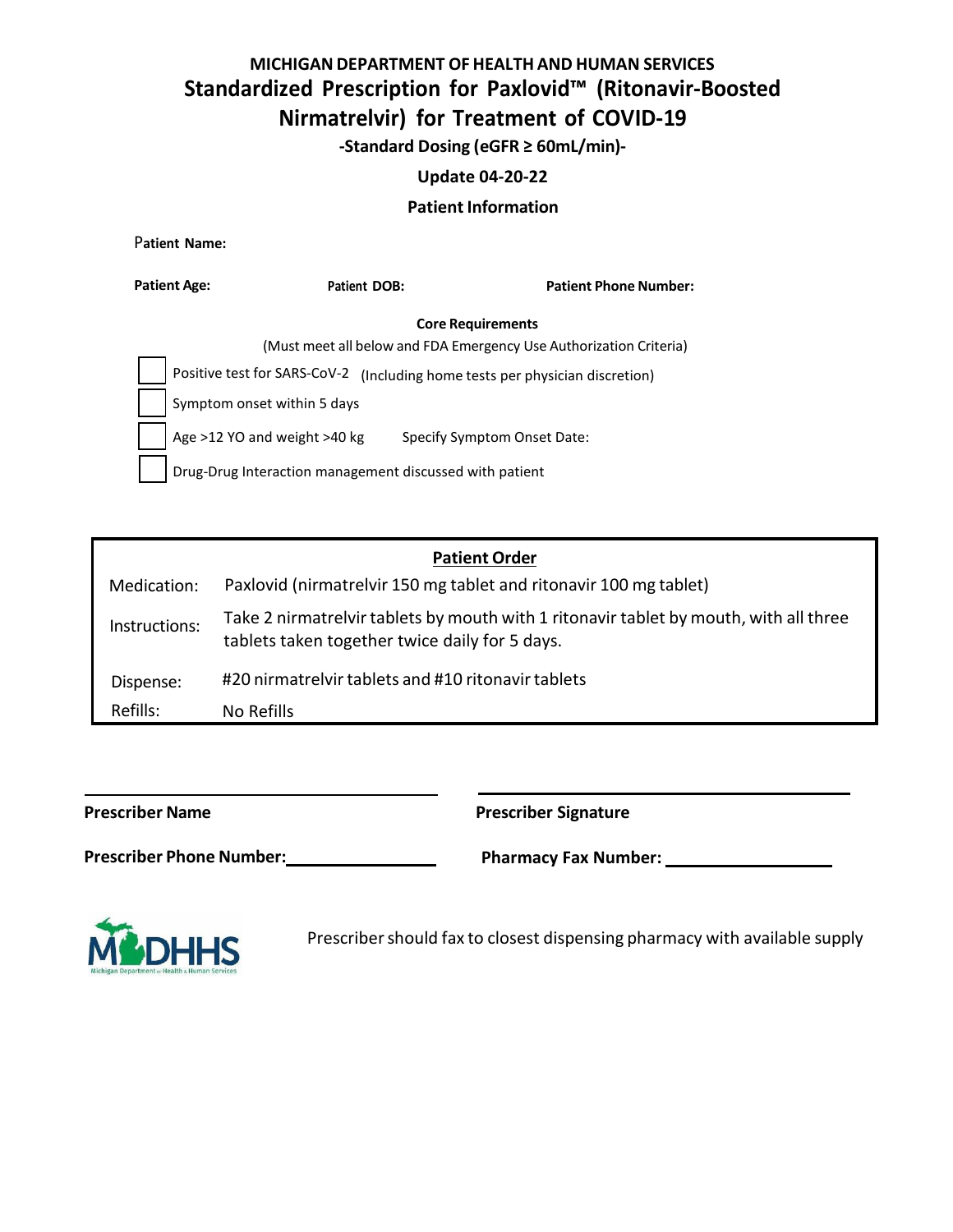**MICHIGAN DEPARTMENT OF HEALTH AND HUMAN SERVICES**

# Standardized Prescription for Paxlovid™ (Ritonavir-Boosted Nirmatrelvir) for Treatment of COVID-19

**-Standard Dosing (eGFR ≥ 60mL/min)-**

**Update 04-20-22**

## Patient Information

**Patient Name:**

**Patient Age:** **Patient DOB:** **Patient Phone Number:**

**Core Requirements**

(Must meet all below and FDA Emergency Use Authorization Criteria)

- ☐ Positive test for SARS-CoV-2 (Including home tests per physician discretion)
- ☐ Symptom onset within 5 days
- ☐ Age >12 YO and weight >40 kg Specify Symptom Onset Date:
- ☐ Drug-Drug Interaction management discussed with patient

**Patient Order**

| | |
|---|---|
| Medication: | Paxlovid (nirmatrelvir 150 mg tablet and ritonavir 100 mg tablet) |
| Instructions: | Take 2 nirmatrelvir tablets by mouth with 1 ritonavir tablet by mouth, with all three tablets taken together twice daily for 5 days. |
| Dispense: | #20 nirmatrelvir tablets and #10 ritonavir tablets |
| Refills: | No Refills |

______________________________ ______________________________

**Prescriber Name** **Prescriber Signature**

**Prescriber Phone Number:** ______________ **Pharmacy Fax Number:** ______________

MDHHS Michigan Department of Health & Human Services

Prescriber should fax to closest dispensing pharmacy with available supply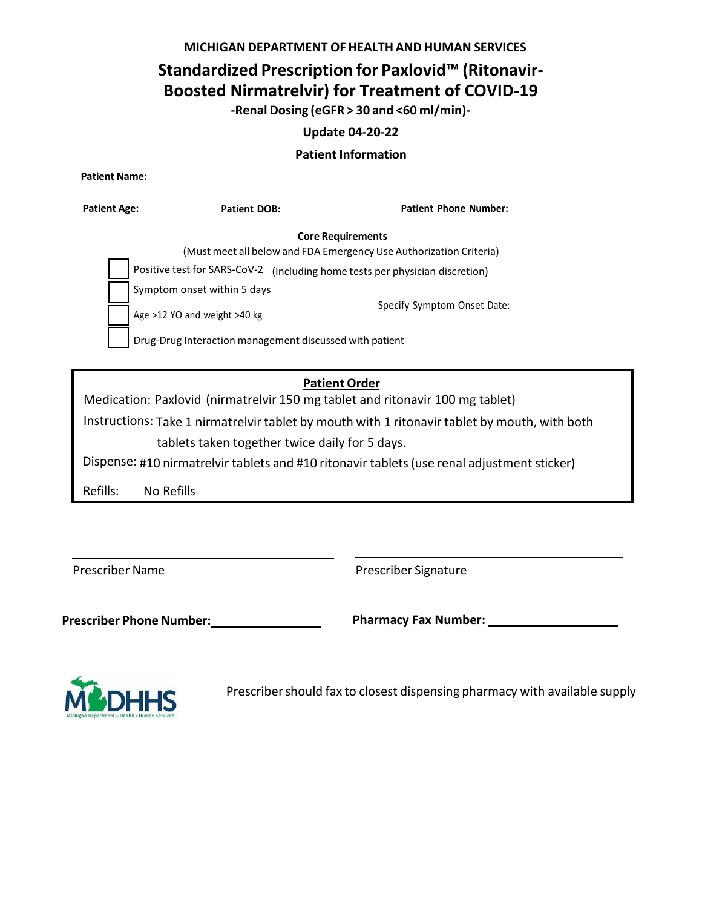**MICHIGAN DEPARTMENT OF HEALTH AND HUMAN SERVICES**

# Standardized Prescription for Paxlovid™ (Ritonavir-Boosted Nirmatrelvir) for Treatment of COVID-19

**-Renal Dosing (eGFR > 30 and <60 ml/min)-**

**Update 04-20-22**

## Patient Information

**Patient Name:**

**Patient Age:** **Patient DOB:** **Patient Phone Number:**

### Core Requirements

(Must meet all below and FDA Emergency Use Authorization Criteria)

- [ ] Positive test for SARS-CoV-2 (Including home tests per physician discretion)
- [ ] Symptom onset within 5 days
- [ ] Age >12 YO and weight >40 kg
- [ ] Drug-Drug Interaction management discussed with patient

Specify Symptom Onset Date:

### Patient Order

Medication: Paxlovid (nirmatrelvir 150 mg tablet and ritonavir 100 mg tablet)

Instructions: Take 1 nirmatrelvir tablet by mouth with 1 ritonavir tablet by mouth, with both tablets taken together twice daily for 5 days.

Dispense: #10 nirmatrelvir tablets and #10 ritonavir tablets (use renal adjustment sticker)

Refills: No Refills

Prescriber Name ______________________ Prescriber Signature ______________________

**Prescriber Phone Number:** ________________ **Pharmacy Fax Number:** ________________

MDHHS Michigan Department of Health & Human Services

Prescriber should fax to closest dispensing pharmacy with available supply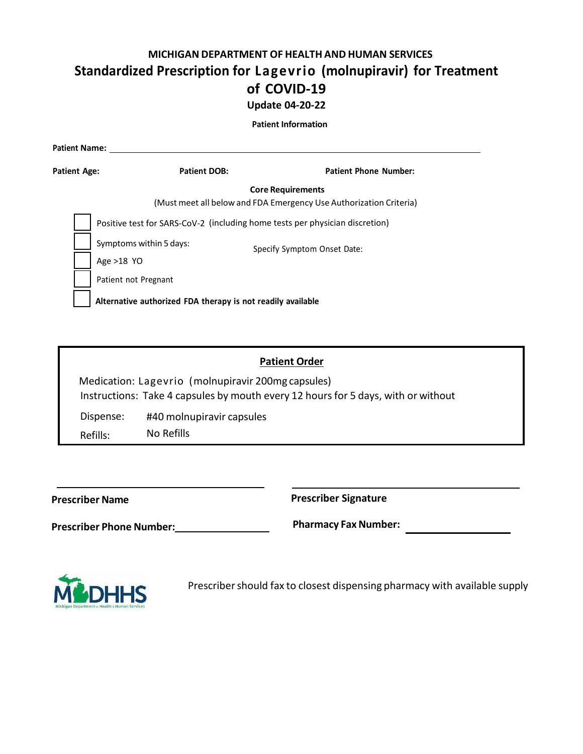**MICHIGAN DEPARTMENT OF HEALTH AND HUMAN SERVICES**

# Standardized Prescription for Lagevrio (molnupiravir) for Treatment of COVID-19

**Update 04-20-22**

**Patient Information**

**Patient Name:** ______________________________________________

**Patient Age:** **Patient DOB:** **Patient Phone Number:**

**Core Requirements**

(Must meet all below and FDA Emergency Use Authorization Criteria)

- ☐ Positive test for SARS-CoV-2 (including home tests per physician discretion)
- ☐ Symptoms within 5 days: Specify Symptom Onset Date:
- ☐ Age >18 YO
- ☐ Patient not Pregnant
- ☐ **Alternative authorized FDA therapy is not readily available**

**Patient Order**

Medication: Lagevrio (molnupiravir 200mg capsules)

Instructions: Take 4 capsules by mouth every 12 hours for 5 days, with or without

Dispense: #40 molnupiravir capsules

Refills: No Refills

______________________________ ______________________________

**Prescriber Name** **Prescriber Signature**

**Prescriber Phone Number:** ________________ **Pharmacy Fax Number:** ________________

MDHHS Michigan Department of Health & Human Services

Prescriber should fax to closest dispensing pharmacy with available supply